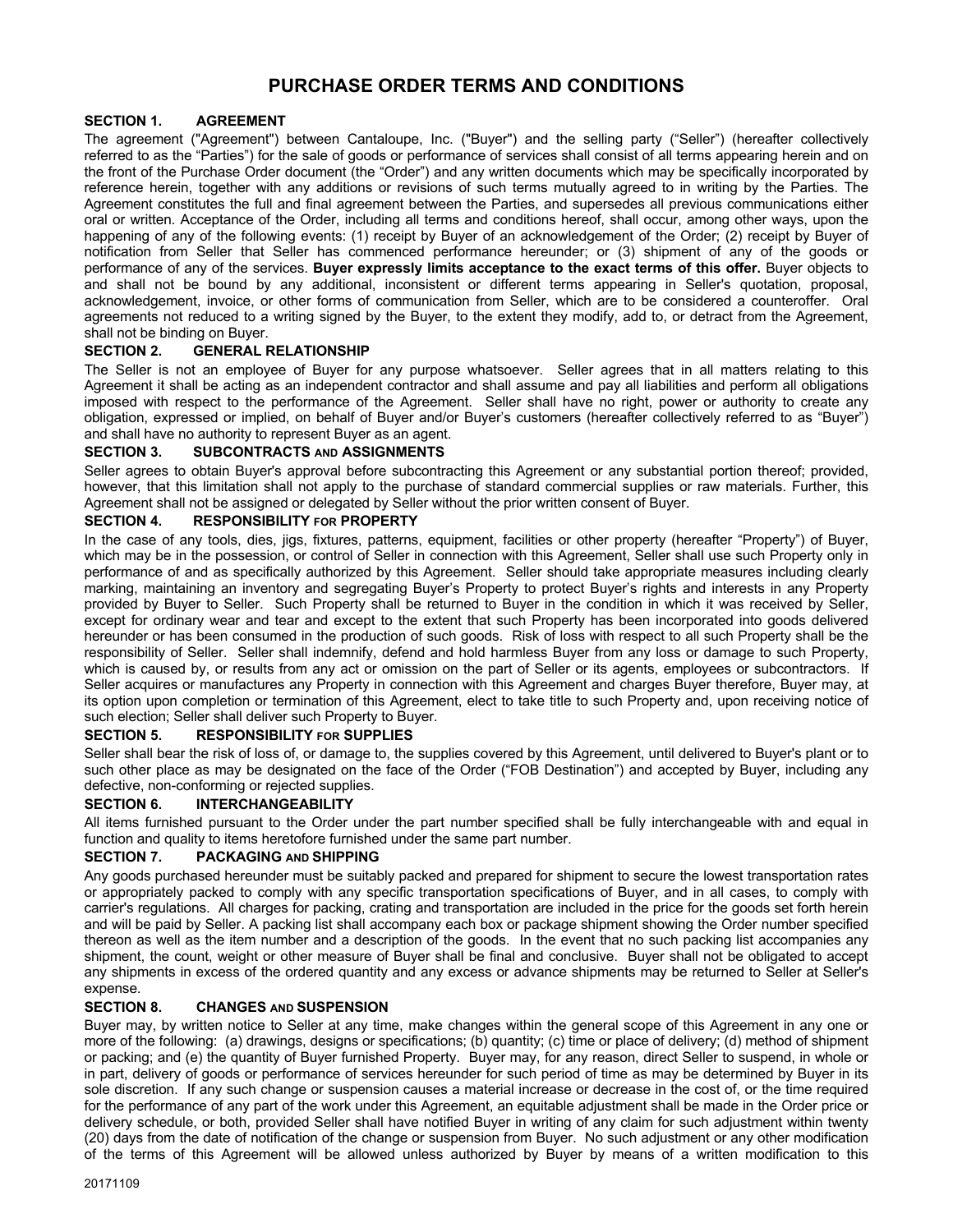# PURCHASE ORDER TERMS AND CONDITIONS

## SECTION 1. AGREEMENT

The agreement ("Agreement") between Cantaloupe, Inc. ("Buyer") and the selling party ("Seller") (hereafter collectively referred to as the "Parties") for the sale of goods or performance of services shall consist of all terms appearing herein and on the front of the Purchase Order document (the "Order") and any written documents which may be specifically incorporated by reference herein, together with any additions or revisions of such terms mutually agreed to in writing by the Parties. The Agreement constitutes the full and final agreement between the Parties, and supersedes all previous communications either oral or written. Acceptance of the Order, including all terms and conditions hereof, shall occur, among other ways, upon the happening of any of the following events: (1) receipt by Buyer of an acknowledgement of the Order; (2) receipt by Buyer of notification from Seller that Seller has commenced performance hereunder; or (3) shipment of any of the goods or performance of any of the services. **Buyer expressly limits acceptance to the exact terms of this offer.** Buyer objects to and shall not be bound by any additional, inconsistent or different terms appearing in Seller's quotation, proposal, acknowledgement, invoice, or other forms of communication from Seller, which are to be considered a counteroffer. Oral agreements not reduced to a writing signed by the Buyer, to the extent they modify, add to, or detract from the Agreement, shall not be binding on Buyer.

## SECTION 2. GENERAL RELATIONSHIP

The Seller is not an employee of Buyer for any purpose whatsoever. Seller agrees that in all matters relating to this Agreement it shall be acting as an independent contractor and shall assume and pay all liabilities and perform all obligations imposed with respect to the performance of the Agreement. Seller shall have no right, power or authority to create any obligation, expressed or implied, on behalf of Buyer and/or Buyer's customers (hereafter collectively referred to as "Buyer") and shall have no authority to represent Buyer as an agent.

## SECTION 3. SUBCONTRACTS AND ASSIGNMENTS

Seller agrees to obtain Buyer's approval before subcontracting this Agreement or any substantial portion thereof; provided, however, that this limitation shall not apply to the purchase of standard commercial supplies or raw materials. Further, this Agreement shall not be assigned or delegated by Seller without the prior written consent of Buyer.

## SECTION 4. RESPONSIBILITY FOR PROPERTY

In the case of any tools, dies, jigs, fixtures, patterns, equipment, facilities or other property (hereafter "Property") of Buyer, which may be in the possession, or control of Seller in connection with this Agreement, Seller shall use such Property only in performance of and as specifically authorized by this Agreement. Seller should take appropriate measures including clearly marking, maintaining an inventory and segregating Buyer's Property to protect Buyer's rights and interests in any Property provided by Buyer to Seller. Such Property shall be returned to Buyer in the condition in which it was received by Seller, except for ordinary wear and tear and except to the extent that such Property has been incorporated into goods delivered hereunder or has been consumed in the production of such goods. Risk of loss with respect to all such Property shall be the responsibility of Seller. Seller shall indemnify, defend and hold harmless Buyer from any loss or damage to such Property, which is caused by, or results from any act or omission on the part of Seller or its agents, employees or subcontractors. If Seller acquires or manufactures any Property in connection with this Agreement and charges Buyer therefore, Buyer may, at its option upon completion or termination of this Agreement, elect to take title to such Property and, upon receiving notice of such election; Seller shall deliver such Property to Buyer.

## SECTION 5. RESPONSIBILITY FOR SUPPLIES

Seller shall bear the risk of loss of, or damage to, the supplies covered by this Agreement, until delivered to Buyer's plant or to such other place as may be designated on the face of the Order ("FOB Destination") and accepted by Buyer, including any defective, non-conforming or rejected supplies.

## SECTION 6. INTERCHANGEABILITY

All items furnished pursuant to the Order under the part number specified shall be fully interchangeable with and equal in function and quality to items heretofore furnished under the same part number.

## SECTION 7. PACKAGING AND SHIPPING

Any goods purchased hereunder must be suitably packed and prepared for shipment to secure the lowest transportation rates or appropriately packed to comply with any specific transportation specifications of Buyer, and in all cases, to comply with carrier's regulations. All charges for packing, crating and transportation are included in the price for the goods set forth herein and will be paid by Seller. A packing list shall accompany each box or package shipment showing the Order number specified thereon as well as the item number and a description of the goods. In the event that no such packing list accompanies any shipment, the count, weight or other measure of Buyer shall be final and conclusive. Buyer shall not be obligated to accept any shipments in excess of the ordered quantity and any excess or advance shipments may be returned to Seller at Seller's expense.

## SECTION 8. CHANGES AND SUSPENSION

Buyer may, by written notice to Seller at any time, make changes within the general scope of this Agreement in any one or more of the following: (a) drawings, designs or specifications; (b) quantity; (c) time or place of delivery; (d) method of shipment or packing; and (e) the quantity of Buyer furnished Property. Buyer may, for any reason, direct Seller to suspend, in whole or in part, delivery of goods or performance of services hereunder for such period of time as may be determined by Buyer in its sole discretion. If any such change or suspension causes a material increase or decrease in the cost of, or the time required for the performance of any part of the work under this Agreement, an equitable adjustment shall be made in the Order price or delivery schedule, or both, provided Seller shall have notified Buyer in writing of any claim for such adjustment within twenty (20) days from the date of notification of the change or suspension from Buyer. No such adjustment or any other modification of the terms of this Agreement will be allowed unless authorized by Buyer by means of a written modification to this

20171109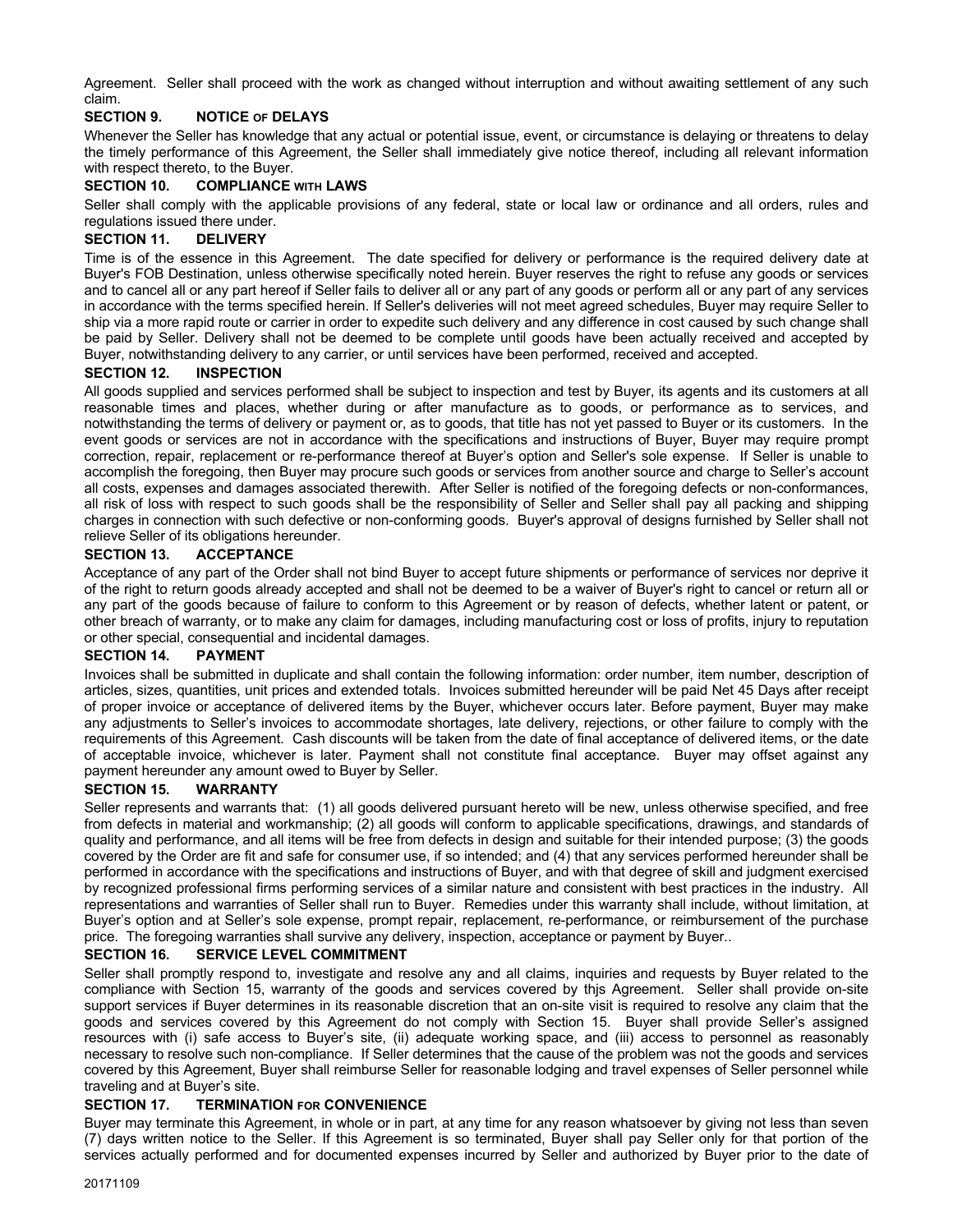Agreement. Seller shall proceed with the work as changed without interruption and without awaiting settlement of any such claim.

### SECTION 9. NOTICE OF DELAYS

Whenever the Seller has knowledge that any actual or potential issue, event, or circumstance is delaying or threatens to delay the timely performance of this Agreement, the Seller shall immediately give notice thereof, including all relevant information with respect thereto, to the Buyer.

### SECTION 10. COMPLIANCE WITH LAWS

Seller shall comply with the applicable provisions of any federal, state or local law or ordinance and all orders, rules and regulations issued there under.

### SECTION 11. DELIVERY

Time is of the essence in this Agreement. The date specified for delivery or performance is the required delivery date at Buyer's FOB Destination, unless otherwise specifically noted herein. Buyer reserves the right to refuse any goods or services and to cancel all or any part hereof if Seller fails to deliver all or any part of any goods or perform all or any part of any services in accordance with the terms specified herein. If Seller's deliveries will not meet agreed schedules, Buyer may require Seller to ship via a more rapid route or carrier in order to expedite such delivery and any difference in cost caused by such change shall be paid by Seller. Delivery shall not be deemed to be complete until goods have been actually received and accepted by Buyer, notwithstanding delivery to any carrier, or until services have been performed, received and accepted.

### SECTION 12. INSPECTION

All goods supplied and services performed shall be subject to inspection and test by Buyer, its agents and its customers at all reasonable times and places, whether during or after manufacture as to goods, or performance as to services, and notwithstanding the terms of delivery or payment or, as to goods, that title has not yet passed to Buyer or its customers. In the event goods or services are not in accordance with the specifications and instructions of Buyer, Buyer may require prompt correction, repair, replacement or re-performance thereof at Buyer's option and Seller's sole expense. If Seller is unable to accomplish the foregoing, then Buyer may procure such goods or services from another source and charge to Seller's account all costs, expenses and damages associated therewith. After Seller is notified of the foregoing defects or non-conformances, all risk of loss with respect to such goods shall be the responsibility of Seller and Seller shall pay all packing and shipping charges in connection with such defective or non-conforming goods. Buyer's approval of designs furnished by Seller shall not relieve Seller of its obligations hereunder.

### SECTION 13. ACCEPTANCE

Acceptance of any part of the Order shall not bind Buyer to accept future shipments or performance of services nor deprive it of the right to return goods already accepted and shall not be deemed to be a waiver of Buyer's right to cancel or return all or any part of the goods because of failure to conform to this Agreement or by reason of defects, whether latent or patent, or other breach of warranty, or to make any claim for damages, including manufacturing cost or loss of profits, injury to reputation or other special, consequential and incidental damages.

### SECTION 14. PAYMENT

Invoices shall be submitted in duplicate and shall contain the following information: order number, item number, description of articles, sizes, quantities, unit prices and extended totals. Invoices submitted hereunder will be paid Net 45 Days after receipt of proper invoice or acceptance of delivered items by the Buyer, whichever occurs later. Before payment, Buyer may make any adjustments to Seller's invoices to accommodate shortages, late delivery, rejections, or other failure to comply with the requirements of this Agreement. Cash discounts will be taken from the date of final acceptance of delivered items, or the date of acceptable invoice, whichever is later. Payment shall not constitute final acceptance. Buyer may offset against any payment hereunder any amount owed to Buyer by Seller.

### SECTION 15. WARRANTY

Seller represents and warrants that: (1) all goods delivered pursuant hereto will be new, unless otherwise specified, and free from defects in material and workmanship; (2) all goods will conform to applicable specifications, drawings, and standards of quality and performance, and all items will be free from defects in design and suitable for their intended purpose; (3) the goods covered by the Order are fit and safe for consumer use, if so intended; and (4) that any services performed hereunder shall be performed in accordance with the specifications and instructions of Buyer, and with that degree of skill and judgment exercised by recognized professional firms performing services of a similar nature and consistent with best practices in the industry. All representations and warranties of Seller shall run to Buyer. Remedies under this warranty shall include, without limitation, at Buyer's option and at Seller's sole expense, prompt repair, replacement, re-performance, or reimbursement of the purchase price. The foregoing warranties shall survive any delivery, inspection, acceptance or payment by Buyer..

### SECTION 16. SERVICE LEVEL COMMITMENT

Seller shall promptly respond to, investigate and resolve any and all claims, inquiries and requests by Buyer related to the compliance with Section 15, warranty of the goods and services covered by thjs Agreement. Seller shall provide on-site support services if Buyer determines in its reasonable discretion that an on-site visit is required to resolve any claim that the goods and services covered by this Agreement do not comply with Section 15. Buyer shall provide Seller's assigned resources with (i) safe access to Buyer's site, (ii) adequate working space, and (iii) access to personnel as reasonably necessary to resolve such non-compliance. If Seller determines that the cause of the problem was not the goods and services covered by this Agreement, Buyer shall reimburse Seller for reasonable lodging and travel expenses of Seller personnel while traveling and at Buyer's site.

### SECTION 17. TERMINATION FOR CONVENIENCE

Buyer may terminate this Agreement, in whole or in part, at any time for any reason whatsoever by giving not less than seven (7) days written notice to the Seller. If this Agreement is so terminated, Buyer shall pay Seller only for that portion of the services actually performed and for documented expenses incurred by Seller and authorized by Buyer prior to the date of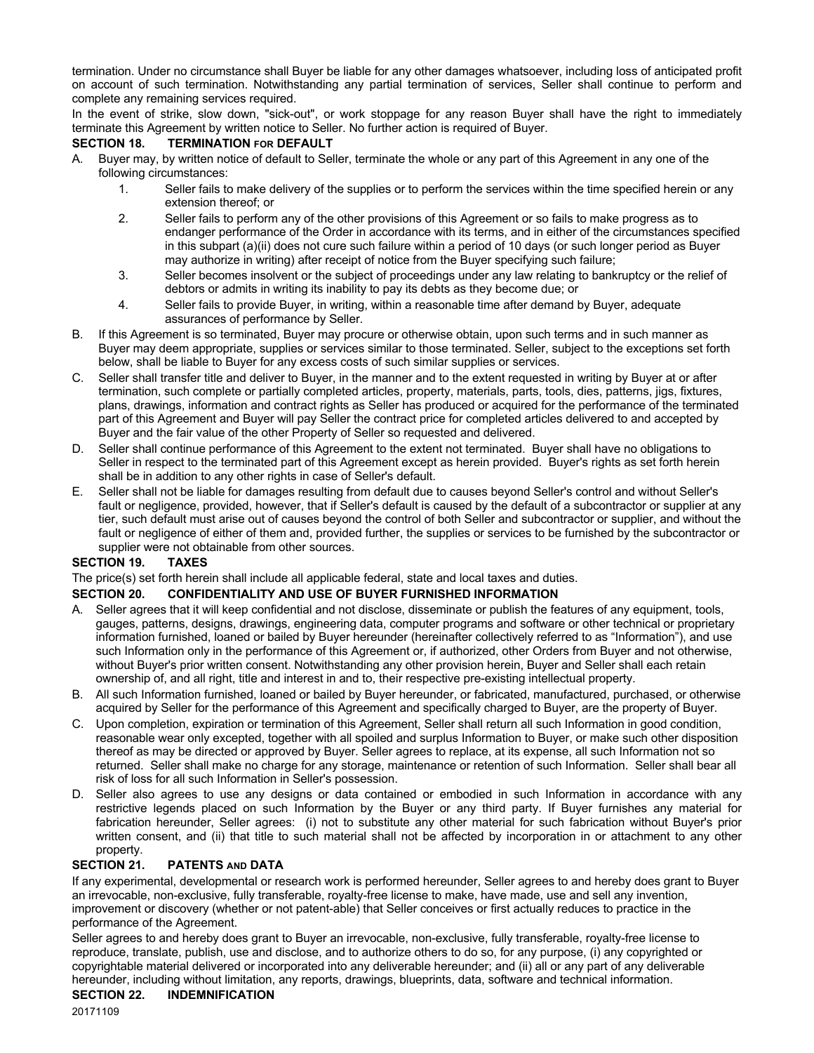termination. Under no circumstance shall Buyer be liable for any other damages whatsoever, including loss of anticipated profit on account of such termination. Notwithstanding any partial termination of services, Seller shall continue to perform and complete any remaining services required.

In the event of strike, slow down, "sick-out", or work stoppage for any reason Buyer shall have the right to immediately terminate this Agreement by written notice to Seller. No further action is required of Buyer.

**SECTION 18. TERMINATION FOR DEFAULT**

A. Buyer may, by written notice of default to Seller, terminate the whole or any part of this Agreement in any one of the following circumstances:
   1. Seller fails to make delivery of the supplies or to perform the services within the time specified herein or any extension thereof; or
   2. Seller fails to perform any of the other provisions of this Agreement or so fails to make progress as to endanger performance of the Order in accordance with its terms, and in either of the circumstances specified in this subpart (a)(ii) does not cure such failure within a period of 10 days (or such longer period as Buyer may authorize in writing) after receipt of notice from the Buyer specifying such failure;
   3. Seller becomes insolvent or the subject of proceedings under any law relating to bankruptcy or the relief of debtors or admits in writing its inability to pay its debts as they become due; or
   4. Seller fails to provide Buyer, in writing, within a reasonable time after demand by Buyer, adequate assurances of performance by Seller.

B. If this Agreement is so terminated, Buyer may procure or otherwise obtain, upon such terms and in such manner as Buyer may deem appropriate, supplies or services similar to those terminated. Seller, subject to the exceptions set forth below, shall be liable to Buyer for any excess costs of such similar supplies or services.

C. Seller shall transfer title and deliver to Buyer, in the manner and to the extent requested in writing by Buyer at or after termination, such complete or partially completed articles, property, materials, parts, tools, dies, patterns, jigs, fixtures, plans, drawings, information and contract rights as Seller has produced or acquired for the performance of the terminated part of this Agreement and Buyer will pay Seller the contract price for completed articles delivered to and accepted by Buyer and the fair value of the other Property of Seller so requested and delivered.

D. Seller shall continue performance of this Agreement to the extent not terminated. Buyer shall have no obligations to Seller in respect to the terminated part of this Agreement except as herein provided. Buyer's rights as set forth herein shall be in addition to any other rights in case of Seller's default.

E. Seller shall not be liable for damages resulting from default due to causes beyond Seller's control and without Seller's fault or negligence, provided, however, that if Seller's default is caused by the default of a subcontractor or supplier at any tier, such default must arise out of causes beyond the control of both Seller and subcontractor or supplier, and without the fault or negligence of either of them and, provided further, the supplies or services to be furnished by the subcontractor or supplier were not obtainable from other sources.

**SECTION 19. TAXES**

The price(s) set forth herein shall include all applicable federal, state and local taxes and duties.

**SECTION 20. CONFIDENTIALITY AND USE OF BUYER FURNISHED INFORMATION**

A. Seller agrees that it will keep confidential and not disclose, disseminate or publish the features of any equipment, tools, gauges, patterns, designs, drawings, engineering data, computer programs and software or other technical or proprietary information furnished, loaned or bailed by Buyer hereunder (hereinafter collectively referred to as "Information"), and use such Information only in the performance of this Agreement or, if authorized, other Orders from Buyer and not otherwise, without Buyer's prior written consent. Notwithstanding any other provision herein, Buyer and Seller shall each retain ownership of, and all right, title and interest in and to, their respective pre-existing intellectual property.

B. All such Information furnished, loaned or bailed by Buyer hereunder, or fabricated, manufactured, purchased, or otherwise acquired by Seller for the performance of this Agreement and specifically charged to Buyer, are the property of Buyer.

C. Upon completion, expiration or termination of this Agreement, Seller shall return all such Information in good condition, reasonable wear only excepted, together with all spoiled and surplus Information to Buyer, or make such other disposition thereof as may be directed or approved by Buyer. Seller agrees to replace, at its expense, all such Information not so returned. Seller shall make no charge for any storage, maintenance or retention of such Information. Seller shall bear all risk of loss for all such Information in Seller's possession.

D. Seller also agrees to use any designs or data contained or embodied in such Information in accordance with any restrictive legends placed on such Information by the Buyer or any third party. If Buyer furnishes any material for fabrication hereunder, Seller agrees: (i) not to substitute any other material for such fabrication without Buyer's prior written consent, and (ii) that title to such material shall not be affected by incorporation in or attachment to any other property.

**SECTION 21. PATENTS AND DATA**

If any experimental, developmental or research work is performed hereunder, Seller agrees to and hereby does grant to Buyer an irrevocable, non-exclusive, fully transferable, royalty-free license to make, have made, use and sell any invention, improvement or discovery (whether or not patent-able) that Seller conceives or first actually reduces to practice in the performance of the Agreement.

Seller agrees to and hereby does grant to Buyer an irrevocable, non-exclusive, fully transferable, royalty-free license to reproduce, translate, publish, use and disclose, and to authorize others to do so, for any purpose, (i) any copyrighted or copyrightable material delivered or incorporated into any deliverable hereunder; and (ii) all or any part of any deliverable hereunder, including without limitation, any reports, drawings, blueprints, data, software and technical information.

**SECTION 22. INDEMNIFICATION**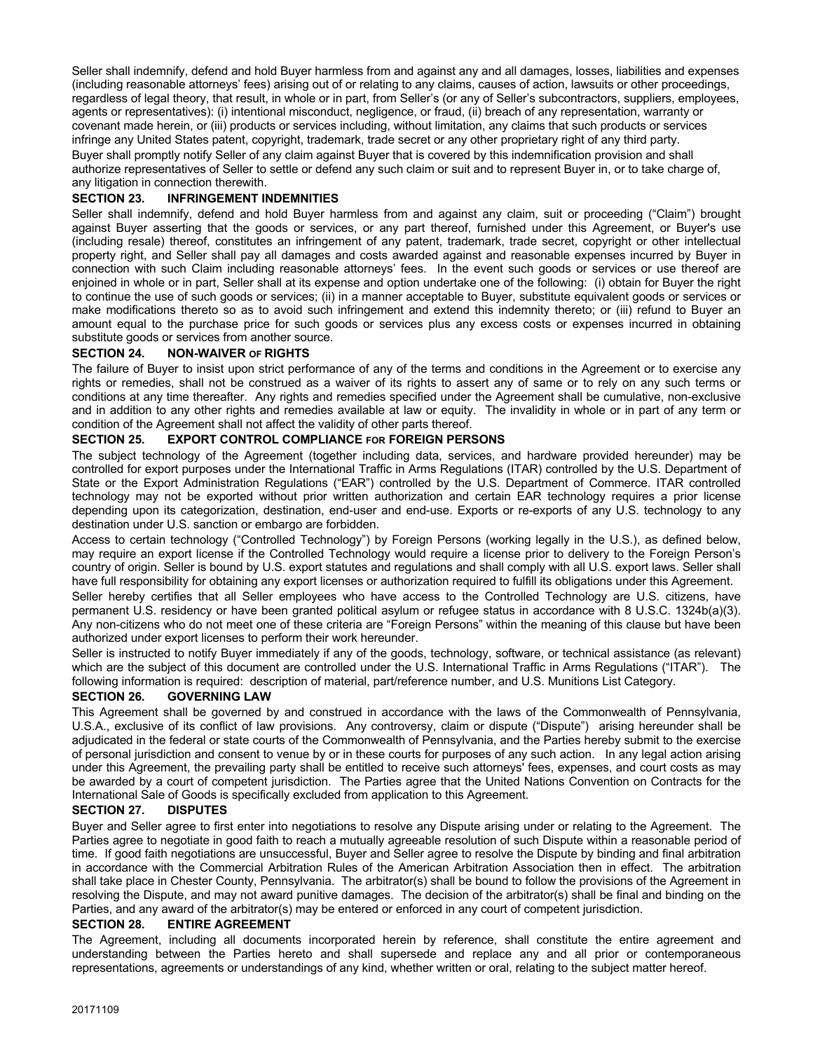Seller shall indemnify, defend and hold Buyer harmless from and against any and all damages, losses, liabilities and expenses (including reasonable attorneys' fees) arising out of or relating to any claims, causes of action, lawsuits or other proceedings, regardless of legal theory, that result, in whole or in part, from Seller's (or any of Seller's subcontractors, suppliers, employees, agents or representatives): (i) intentional misconduct, negligence, or fraud, (ii) breach of any representation, warranty or covenant made herein, or (iii) products or services including, without limitation, any claims that such products or services infringe any United States patent, copyright, trademark, trade secret or any other proprietary right of any third party.

Buyer shall promptly notify Seller of any claim against Buyer that is covered by this indemnification provision and shall authorize representatives of Seller to settle or defend any such claim or suit and to represent Buyer in, or to take charge of, any litigation in connection therewith.

**SECTION 23. INFRINGEMENT INDEMNITIES**

Seller shall indemnify, defend and hold Buyer harmless from and against any claim, suit or proceeding ("Claim") brought against Buyer asserting that the goods or services, or any part thereof, furnished under this Agreement, or Buyer's use (including resale) thereof, constitutes an infringement of any patent, trademark, trade secret, copyright or other intellectual property right, and Seller shall pay all damages and costs awarded against and reasonable expenses incurred by Buyer in connection with such Claim including reasonable attorneys' fees. In the event such goods or services or use thereof are enjoined in whole or in part, Seller shall at its expense and option undertake one of the following: (i) obtain for Buyer the right to continue the use of such goods or services; (ii) in a manner acceptable to Buyer, substitute equivalent goods or services or make modifications thereto so as to avoid such infringement and extend this indemnity thereto; or (iii) refund to Buyer an amount equal to the purchase price for such goods or services plus any excess costs or expenses incurred in obtaining substitute goods or services from another source.

**SECTION 24. NON-WAIVER OF RIGHTS**

The failure of Buyer to insist upon strict performance of any of the terms and conditions in the Agreement or to exercise any rights or remedies, shall not be construed as a waiver of its rights to assert any of same or to rely on any such terms or conditions at any time thereafter. Any rights and remedies specified under the Agreement shall be cumulative, non-exclusive and in addition to any other rights and remedies available at law or equity. The invalidity in whole or in part of any term or condition of the Agreement shall not affect the validity of other parts thereof.

**SECTION 25. EXPORT CONTROL COMPLIANCE FOR FOREIGN PERSONS**

The subject technology of the Agreement (together including data, services, and hardware provided hereunder) may be controlled for export purposes under the International Traffic in Arms Regulations (ITAR) controlled by the U.S. Department of State or the Export Administration Regulations ("EAR") controlled by the U.S. Department of Commerce. ITAR controlled technology may not be exported without prior written authorization and certain EAR technology requires a prior license depending upon its categorization, destination, end-user and end-use. Exports or re-exports of any U.S. technology to any destination under U.S. sanction or embargo are forbidden.

Access to certain technology ("Controlled Technology") by Foreign Persons (working legally in the U.S.), as defined below, may require an export license if the Controlled Technology would require a license prior to delivery to the Foreign Person's country of origin. Seller is bound by U.S. export statutes and regulations and shall comply with all U.S. export laws. Seller shall have full responsibility for obtaining any export licenses or authorization required to fulfill its obligations under this Agreement.

Seller hereby certifies that all Seller employees who have access to the Controlled Technology are U.S. citizens, have permanent U.S. residency or have been granted political asylum or refugee status in accordance with 8 U.S.C. 1324b(a)(3). Any non-citizens who do not meet one of these criteria are "Foreign Persons" within the meaning of this clause but have been authorized under export licenses to perform their work hereunder.

Seller is instructed to notify Buyer immediately if any of the goods, technology, software, or technical assistance (as relevant) which are the subject of this document are controlled under the U.S. International Traffic in Arms Regulations ("ITAR"). The following information is required: description of material, part/reference number, and U.S. Munitions List Category.

**SECTION 26. GOVERNING LAW**

This Agreement shall be governed by and construed in accordance with the laws of the Commonwealth of Pennsylvania, U.S.A., exclusive of its conflict of law provisions. Any controversy, claim or dispute ("Dispute") arising hereunder shall be adjudicated in the federal or state courts of the Commonwealth of Pennsylvania, and the Parties hereby submit to the exercise of personal jurisdiction and consent to venue by or in these courts for purposes of any such action. In any legal action arising under this Agreement, the prevailing party shall be entitled to receive such attorneys' fees, expenses, and court costs as may be awarded by a court of competent jurisdiction. The Parties agree that the United Nations Convention on Contracts for the International Sale of Goods is specifically excluded from application to this Agreement.

**SECTION 27. DISPUTES**

Buyer and Seller agree to first enter into negotiations to resolve any Dispute arising under or relating to the Agreement. The Parties agree to negotiate in good faith to reach a mutually agreeable resolution of such Dispute within a reasonable period of time. If good faith negotiations are unsuccessful, Buyer and Seller agree to resolve the Dispute by binding and final arbitration in accordance with the Commercial Arbitration Rules of the American Arbitration Association then in effect. The arbitration shall take place in Chester County, Pennsylvania. The arbitrator(s) shall be bound to follow the provisions of the Agreement in resolving the Dispute, and may not award punitive damages. The decision of the arbitrator(s) shall be final and binding on the Parties, and any award of the arbitrator(s) may be entered or enforced in any court of competent jurisdiction.

**SECTION 28. ENTIRE AGREEMENT**

The Agreement, including all documents incorporated herein by reference, shall constitute the entire agreement and understanding between the Parties hereto and shall supersede and replace any and all prior or contemporaneous representations, agreements or understandings of any kind, whether written or oral, relating to the subject matter hereof.

20171109